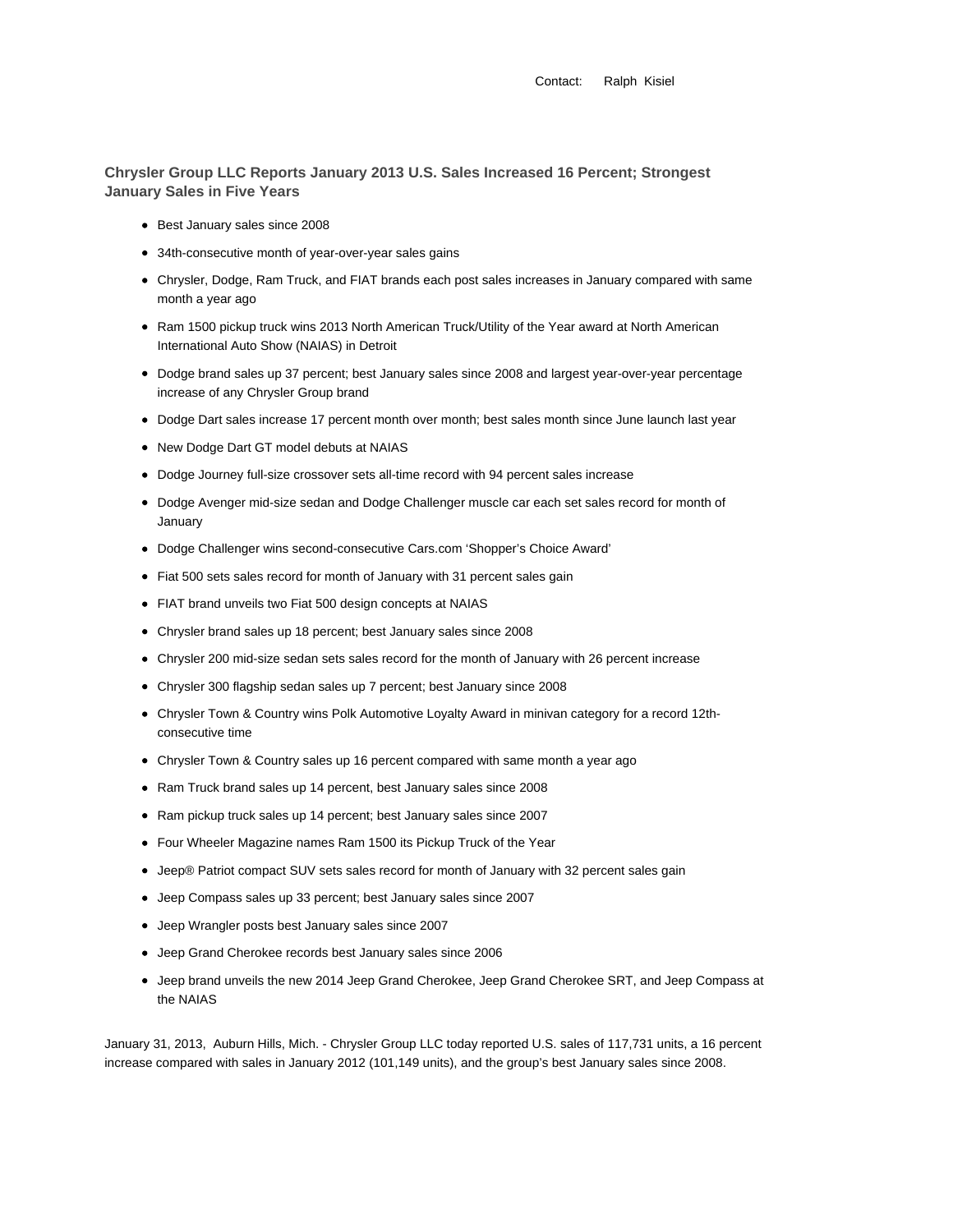Contact: Ralph Kisiel

## Chrysler Group LLC Reports January 2013 U.S. Sales Increased 16 Percent; Strongest January Sales in Five Years

- Best January sales since 2008
- 34th-consecutive month of year-over-year sales gains
- Chrysler, Dodge, Ram Truck, and FIAT brands each post sales increases in January compared with same month a year ago
- Ram 1500 pickup truck wins 2013 North American Truck/Utility of the Year award at North American International Auto Show (NAIAS) in Detroit
- Dodge brand sales up 37 percent; best January sales since 2008 and largest year-over-year percentage increase of any Chrysler Group brand
- Dodge Dart sales increase 17 percent month over month; best sales month since June launch last year
- New Dodge Dart GT model debuts at NAIAS
- Dodge Journey full-size crossover sets all-time record with 94 percent sales increase
- Dodge Avenger mid-size sedan and Dodge Challenger muscle car each set sales record for month of January
- Dodge Challenger wins second-consecutive Cars.com 'Shopper's Choice Award'
- Fiat 500 sets sales record for month of January with 31 percent sales gain
- FIAT brand unveils two Fiat 500 design concepts at NAIAS
- Chrysler brand sales up 18 percent; best January sales since 2008
- Chrysler 200 mid-size sedan sets sales record for the month of January with 26 percent increase
- Chrysler 300 flagship sedan sales up 7 percent; best January since 2008
- Chrysler Town & Country wins Polk Automotive Loyalty Award in minivan category for a record 12th-consecutive time
- Chrysler Town & Country sales up 16 percent compared with same month a year ago
- Ram Truck brand sales up 14 percent, best January sales since 2008
- Ram pickup truck sales up 14 percent; best January sales since 2007
- Four Wheeler Magazine names Ram 1500 its Pickup Truck of the Year
- Jeep® Patriot compact SUV sets sales record for month of January with 32 percent sales gain
- Jeep Compass sales up 33 percent; best January sales since 2007
- Jeep Wrangler posts best January sales since 2007
- Jeep Grand Cherokee records best January sales since 2006
- Jeep brand unveils the new 2014 Jeep Grand Cherokee, Jeep Grand Cherokee SRT, and Jeep Compass at the NAIAS

January 31, 2013, Auburn Hills, Mich. - Chrysler Group LLC today reported U.S. sales of 117,731 units, a 16 percent increase compared with sales in January 2012 (101,149 units), and the group's best January sales since 2008.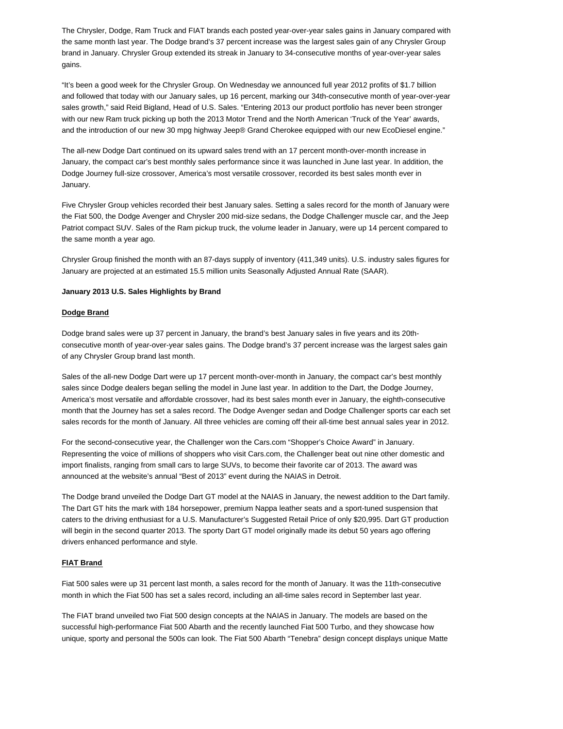The Chrysler, Dodge, Ram Truck and FIAT brands each posted year-over-year sales gains in January compared with the same month last year. The Dodge brand's 37 percent increase was the largest sales gain of any Chrysler Group brand in January. Chrysler Group extended its streak in January to 34-consecutive months of year-over-year sales gains.

"It's been a good week for the Chrysler Group. On Wednesday we announced full year 2012 profits of $1.7 billion and followed that today with our January sales, up 16 percent, marking our 34th-consecutive month of year-over-year sales growth," said Reid Bigland, Head of U.S. Sales. "Entering 2013 our product portfolio has never been stronger with our new Ram truck picking up both the 2013 Motor Trend and the North American 'Truck of the Year' awards, and the introduction of our new 30 mpg highway Jeep® Grand Cherokee equipped with our new EcoDiesel engine."

The all-new Dodge Dart continued on its upward sales trend with an 17 percent month-over-month increase in January, the compact car's best monthly sales performance since it was launched in June last year. In addition, the Dodge Journey full-size crossover, America's most versatile crossover, recorded its best sales month ever in January.

Five Chrysler Group vehicles recorded their best January sales. Setting a sales record for the month of January were the Fiat 500, the Dodge Avenger and Chrysler 200 mid-size sedans, the Dodge Challenger muscle car, and the Jeep Patriot compact SUV. Sales of the Ram pickup truck, the volume leader in January, were up 14 percent compared to the same month a year ago.

Chrysler Group finished the month with an 87-days supply of inventory (411,349 units). U.S. industry sales figures for January are projected at an estimated 15.5 million units Seasonally Adjusted Annual Rate (SAAR).

**January 2013 U.S. Sales Highlights by Brand**

**Dodge Brand**

Dodge brand sales were up 37 percent in January, the brand's best January sales in five years and its 20th-consecutive month of year-over-year sales gains. The Dodge brand's 37 percent increase was the largest sales gain of any Chrysler Group brand last month.

Sales of the all-new Dodge Dart were up 17 percent month-over-month in January, the compact car's best monthly sales since Dodge dealers began selling the model in June last year. In addition to the Dart, the Dodge Journey, America's most versatile and affordable crossover, had its best sales month ever in January, the eighth-consecutive month that the Journey has set a sales record. The Dodge Avenger sedan and Dodge Challenger sports car each set sales records for the month of January. All three vehicles are coming off their all-time best annual sales year in 2012.

For the second-consecutive year, the Challenger won the Cars.com "Shopper's Choice Award" in January. Representing the voice of millions of shoppers who visit Cars.com, the Challenger beat out nine other domestic and import finalists, ranging from small cars to large SUVs, to become their favorite car of 2013. The award was announced at the website's annual "Best of 2013" event during the NAIAS in Detroit.

The Dodge brand unveiled the Dodge Dart GT model at the NAIAS in January, the newest addition to the Dart family. The Dart GT hits the mark with 184 horsepower, premium Nappa leather seats and a sport-tuned suspension that caters to the driving enthusiast for a U.S. Manufacturer's Suggested Retail Price of only $20,995. Dart GT production will begin in the second quarter 2013. The sporty Dart GT model originally made its debut 50 years ago offering drivers enhanced performance and style.

**FIAT Brand**

Fiat 500 sales were up 31 percent last month, a sales record for the month of January. It was the 11th-consecutive month in which the Fiat 500 has set a sales record, including an all-time sales record in September last year.

The FIAT brand unveiled two Fiat 500 design concepts at the NAIAS in January. The models are based on the successful high-performance Fiat 500 Abarth and the recently launched Fiat 500 Turbo, and they showcase how unique, sporty and personal the 500s can look. The Fiat 500 Abarth "Tenebra" design concept displays unique Matte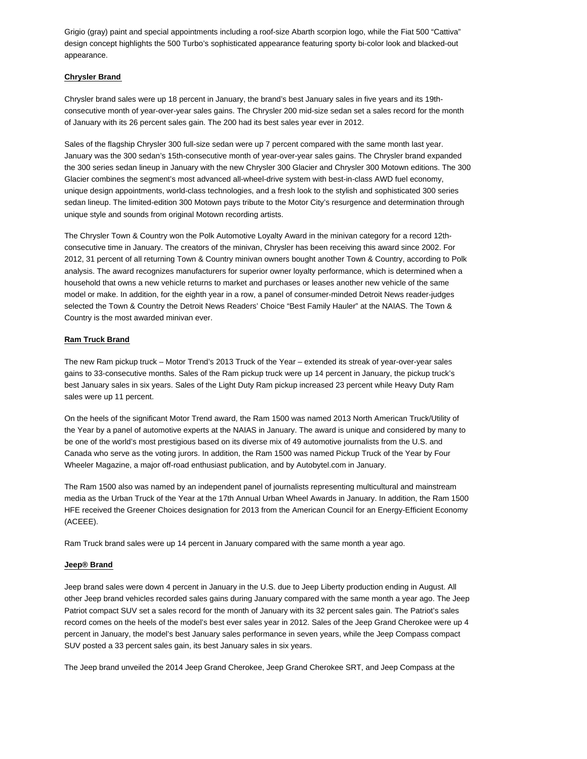Grigio (gray) paint and special appointments including a roof-size Abarth scorpion logo, while the Fiat 500 "Cattiva" design concept highlights the 500 Turbo's sophisticated appearance featuring sporty bi-color look and blacked-out appearance.

**Chrysler Brand**

Chrysler brand sales were up 18 percent in January, the brand's best January sales in five years and its 19th-consecutive month of year-over-year sales gains. The Chrysler 200 mid-size sedan set a sales record for the month of January with its 26 percent sales gain. The 200 had its best sales year ever in 2012.

Sales of the flagship Chrysler 300 full-size sedan were up 7 percent compared with the same month last year. January was the 300 sedan's 15th-consecutive month of year-over-year sales gains. The Chrysler brand expanded the 300 series sedan lineup in January with the new Chrysler 300 Glacier and Chrysler 300 Motown editions. The 300 Glacier combines the segment's most advanced all-wheel-drive system with best-in-class AWD fuel economy, unique design appointments, world-class technologies, and a fresh look to the stylish and sophisticated 300 series sedan lineup. The limited-edition 300 Motown pays tribute to the Motor City's resurgence and determination through unique style and sounds from original Motown recording artists.

The Chrysler Town & Country won the Polk Automotive Loyalty Award in the minivan category for a record 12th-consecutive time in January. The creators of the minivan, Chrysler has been receiving this award since 2002. For 2012, 31 percent of all returning Town & Country minivan owners bought another Town & Country, according to Polk analysis. The award recognizes manufacturers for superior owner loyalty performance, which is determined when a household that owns a new vehicle returns to market and purchases or leases another new vehicle of the same model or make. In addition, for the eighth year in a row, a panel of consumer-minded Detroit News reader-judges selected the Town & Country the Detroit News Readers' Choice "Best Family Hauler" at the NAIAS. The Town & Country is the most awarded minivan ever.

**Ram Truck Brand**

The new Ram pickup truck – Motor Trend's 2013 Truck of the Year – extended its streak of year-over-year sales gains to 33-consecutive months. Sales of the Ram pickup truck were up 14 percent in January, the pickup truck's best January sales in six years. Sales of the Light Duty Ram pickup increased 23 percent while Heavy Duty Ram sales were up 11 percent.

On the heels of the significant Motor Trend award, the Ram 1500 was named 2013 North American Truck/Utility of the Year by a panel of automotive experts at the NAIAS in January. The award is unique and considered by many to be one of the world's most prestigious based on its diverse mix of 49 automotive journalists from the U.S. and Canada who serve as the voting jurors. In addition, the Ram 1500 was named Pickup Truck of the Year by Four Wheeler Magazine, a major off-road enthusiast publication, and by Autobytel.com in January.

The Ram 1500 also was named by an independent panel of journalists representing multicultural and mainstream media as the Urban Truck of the Year at the 17th Annual Urban Wheel Awards in January. In addition, the Ram 1500 HFE received the Greener Choices designation for 2013 from the American Council for an Energy-Efficient Economy (ACEEE).

Ram Truck brand sales were up 14 percent in January compared with the same month a year ago.

**Jeep® Brand**

Jeep brand sales were down 4 percent in January in the U.S. due to Jeep Liberty production ending in August. All other Jeep brand vehicles recorded sales gains during January compared with the same month a year ago. The Jeep Patriot compact SUV set a sales record for the month of January with its 32 percent sales gain. The Patriot's sales record comes on the heels of the model's best ever sales year in 2012. Sales of the Jeep Grand Cherokee were up 4 percent in January, the model's best January sales performance in seven years, while the Jeep Compass compact SUV posted a 33 percent sales gain, its best January sales in six years.

The Jeep brand unveiled the 2014 Jeep Grand Cherokee, Jeep Grand Cherokee SRT, and Jeep Compass at the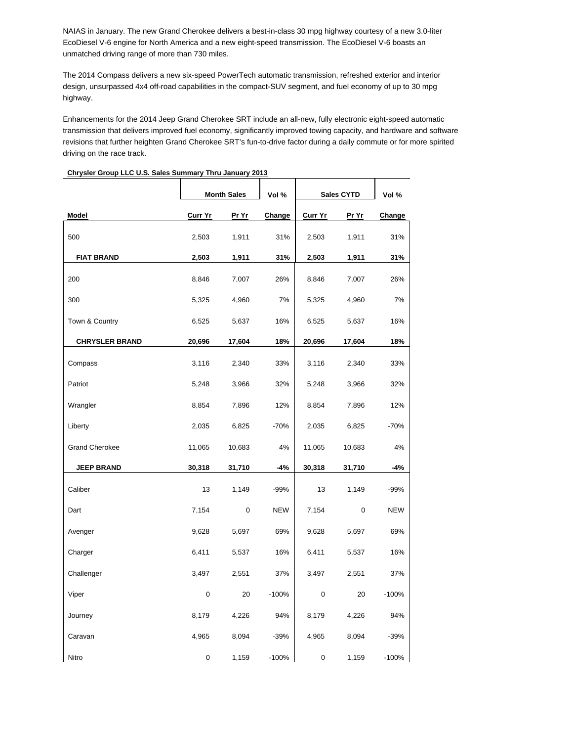NAIAS in January. The new Grand Cherokee delivers a best-in-class 30 mpg highway courtesy of a new 3.0-liter EcoDiesel V-6 engine for North America and a new eight-speed transmission. The EcoDiesel V-6 boasts an unmatched driving range of more than 730 miles.

The 2014 Compass delivers a new six-speed PowerTech automatic transmission, refreshed exterior and interior design, unsurpassed 4x4 off-road capabilities in the compact-SUV segment, and fuel economy of up to 30 mpg highway.

Enhancements for the 2014 Jeep Grand Cherokee SRT include an all-new, fully electronic eight-speed automatic transmission that delivers improved fuel economy, significantly improved towing capacity, and hardware and software revisions that further heighten Grand Cherokee SRT's fun-to-drive factor during a daily commute or for more spirited driving on the race track.

**Chrysler Group LLC U.S. Sales Summary Thru January 2013**

| | Month Sales | | Vol % | Sales CYTD | | Vol % |
|---|---|---|---|---|---|---|
| **Model** | **Curr Yr** | **Pr Yr** | **Change** | **Curr Yr** | **Pr Yr** | **Change** |
| 500 | 2,503 | 1,911 | 31% | 2,503 | 1,911 | 31% |
| **FIAT BRAND** | **2,503** | **1,911** | **31%** | **2,503** | **1,911** | **31%** |
| 200 | 8,846 | 7,007 | 26% | 8,846 | 7,007 | 26% |
| 300 | 5,325 | 4,960 | 7% | 5,325 | 4,960 | 7% |
| Town & Country | 6,525 | 5,637 | 16% | 6,525 | 5,637 | 16% |
| **CHRYSLER BRAND** | **20,696** | **17,604** | **18%** | **20,696** | **17,604** | **18%** |
| Compass | 3,116 | 2,340 | 33% | 3,116 | 2,340 | 33% |
| Patriot | 5,248 | 3,966 | 32% | 5,248 | 3,966 | 32% |
| Wrangler | 8,854 | 7,896 | 12% | 8,854 | 7,896 | 12% |
| Liberty | 2,035 | 6,825 | -70% | 2,035 | 6,825 | -70% |
| Grand Cherokee | 11,065 | 10,683 | 4% | 11,065 | 10,683 | 4% |
| **JEEP BRAND** | **30,318** | **31,710** | **-4%** | **30,318** | **31,710** | **-4%** |
| Caliber | 13 | 1,149 | -99% | 13 | 1,149 | -99% |
| Dart | 7,154 | 0 | NEW | 7,154 | 0 | NEW |
| Avenger | 9,628 | 5,697 | 69% | 9,628 | 5,697 | 69% |
| Charger | 6,411 | 5,537 | 16% | 6,411 | 5,537 | 16% |
| Challenger | 3,497 | 2,551 | 37% | 3,497 | 2,551 | 37% |
| Viper | 0 | 20 | -100% | 0 | 20 | -100% |
| Journey | 8,179 | 4,226 | 94% | 8,179 | 4,226 | 94% |
| Caravan | 4,965 | 8,094 | -39% | 4,965 | 8,094 | -39% |
| Nitro | 0 | 1,159 | -100% | 0 | 1,159 | -100% |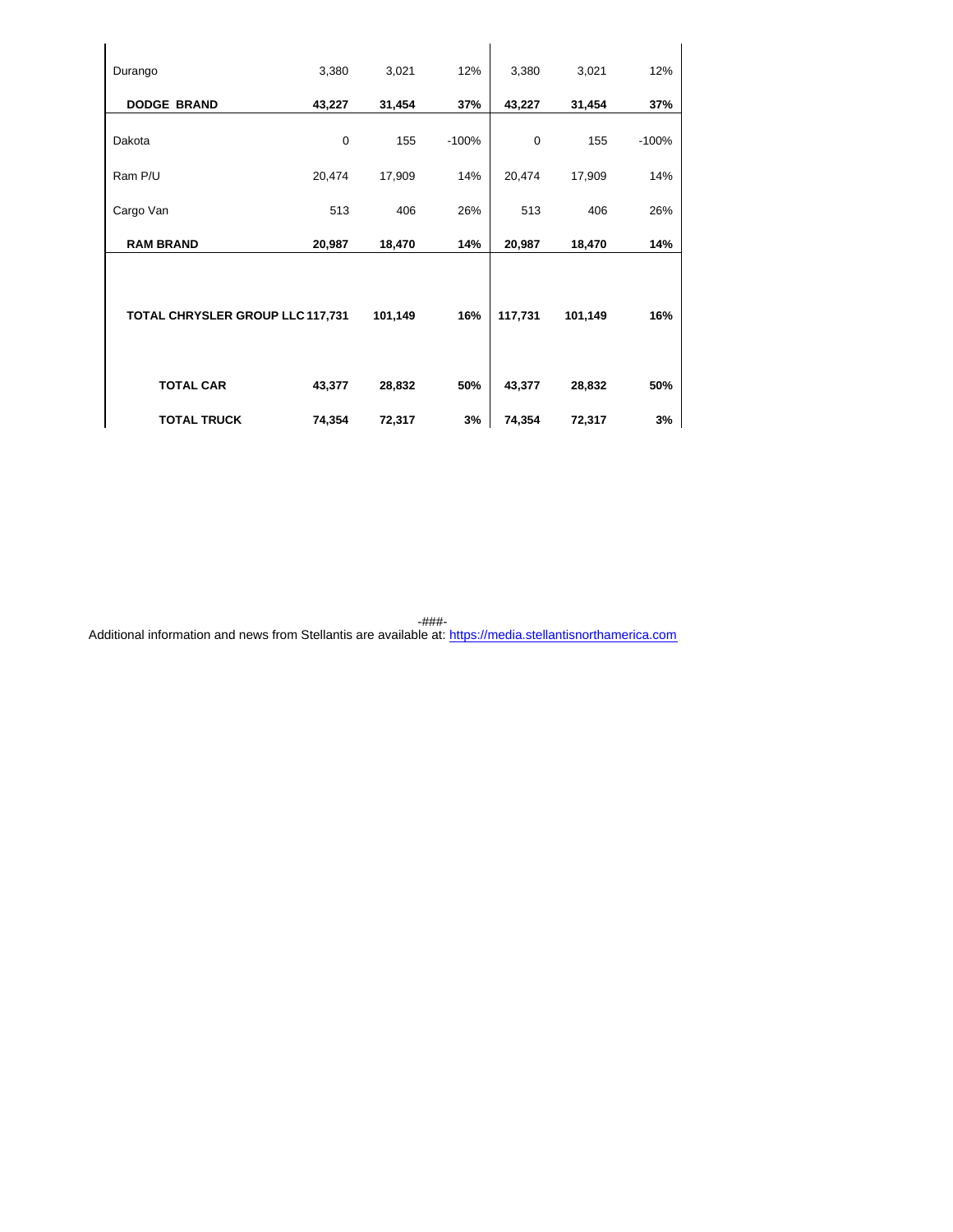| | | | | | | |
|---|---|---|---|---|---|---|
| Durango | 3,380 | 3,021 | 12% | 3,380 | 3,021 | 12% |
| **DODGE BRAND** | **43,227** | **31,454** | **37%** | **43,227** | **31,454** | **37%** |
| Dakota | 0 | 155 | -100% | 0 | 155 | -100% |
| Ram P/U | 20,474 | 17,909 | 14% | 20,474 | 17,909 | 14% |
| Cargo Van | 513 | 406 | 26% | 513 | 406 | 26% |
| **RAM BRAND** | **20,987** | **18,470** | **14%** | **20,987** | **18,470** | **14%** |
| **TOTAL CHRYSLER GROUP LLC** | **117,731** | **101,149** | **16%** | **117,731** | **101,149** | **16%** |
| **TOTAL CAR** | **43,377** | **28,832** | **50%** | **43,377** | **28,832** | **50%** |
| **TOTAL TRUCK** | **74,354** | **72,317** | **3%** | **74,354** | **72,317** | **3%** |

-###-

Additional information and news from Stellantis are available at: https://media.stellantisnorthamerica.com